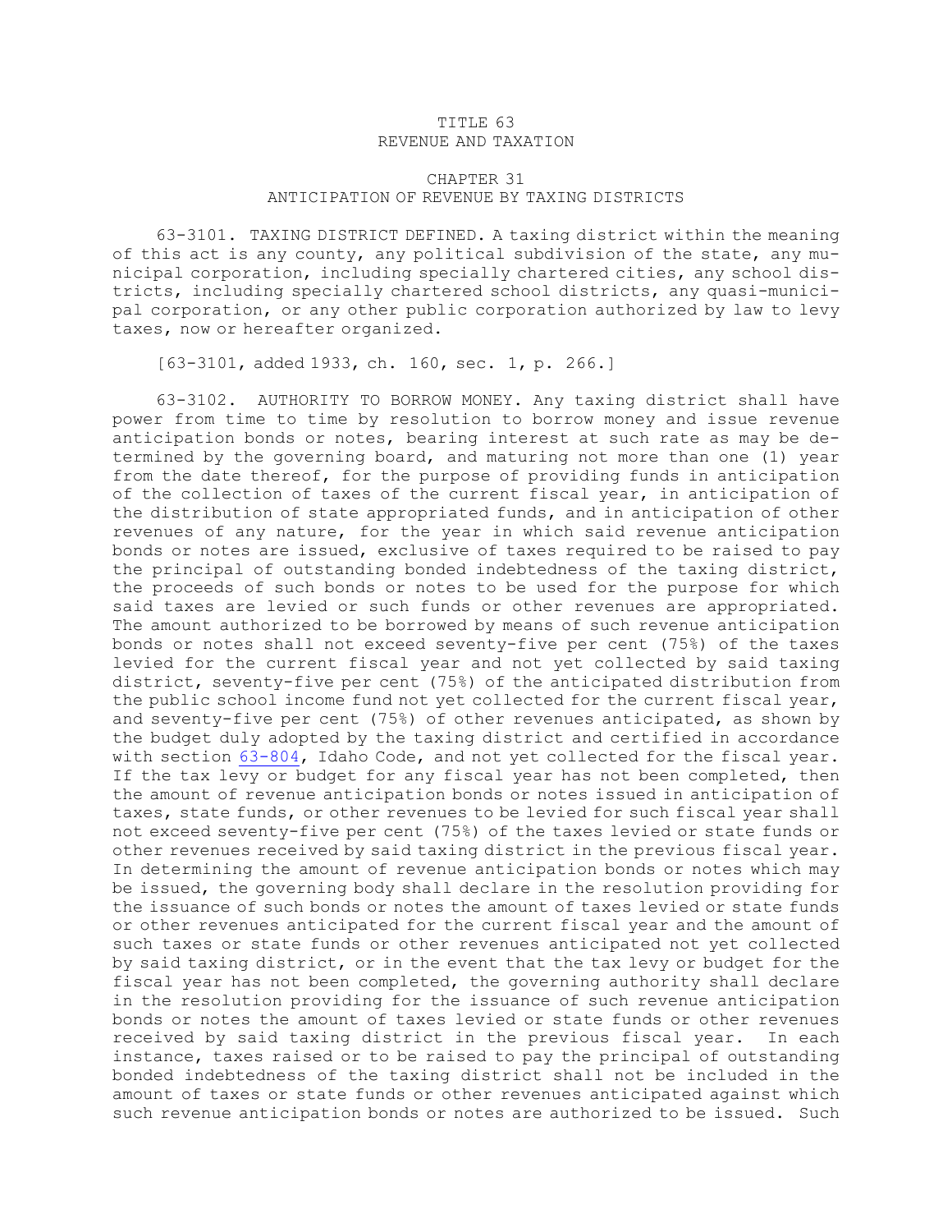# TITLE 63
# REVENUE AND TAXATION

## CHAPTER 31
## ANTICIPATION OF REVENUE BY TAXING DISTRICTS

63-3101. TAXING DISTRICT DEFINED. A taxing district within the meaning of this act is any county, any political subdivision of the state, any municipal corporation, including specially chartered cities, any school districts, including specially chartered school districts, any quasi-municipal corporation, or any other public corporation authorized by law to levy taxes, now or hereafter organized.

[63-3101, added 1933, ch. 160, sec. 1, p. 266.]

63-3102. AUTHORITY TO BORROW MONEY. Any taxing district shall have power from time to time by resolution to borrow money and issue revenue anticipation bonds or notes, bearing interest at such rate as may be determined by the governing board, and maturing not more than one (1) year from the date thereof, for the purpose of providing funds in anticipation of the collection of taxes of the current fiscal year, in anticipation of the distribution of state appropriated funds, and in anticipation of other revenues of any nature, for the year in which said revenue anticipation bonds or notes are issued, exclusive of taxes required to be raised to pay the principal of outstanding bonded indebtedness of the taxing district, the proceeds of such bonds or notes to be used for the purpose for which said taxes are levied or such funds or other revenues are appropriated. The amount authorized to be borrowed by means of such revenue anticipation bonds or notes shall not exceed seventy-five per cent (75%) of the taxes levied for the current fiscal year and not yet collected by said taxing district, seventy-five per cent (75%) of the anticipated distribution from the public school income fund not yet collected for the current fiscal year, and seventy-five per cent (75%) of other revenues anticipated, as shown by the budget duly adopted by the taxing district and certified in accordance with section 63-804, Idaho Code, and not yet collected for the fiscal year. If the tax levy or budget for any fiscal year has not been completed, then the amount of revenue anticipation bonds or notes issued in anticipation of taxes, state funds, or other revenues to be levied for such fiscal year shall not exceed seventy-five per cent (75%) of the taxes levied or state funds or other revenues received by said taxing district in the previous fiscal year. In determining the amount of revenue anticipation bonds or notes which may be issued, the governing body shall declare in the resolution providing for the issuance of such bonds or notes the amount of taxes levied or state funds or other revenues anticipated for the current fiscal year and the amount of such taxes or state funds or other revenues anticipated not yet collected by said taxing district, or in the event that the tax levy or budget for the fiscal year has not been completed, the governing authority shall declare in the resolution providing for the issuance of such revenue anticipation bonds or notes the amount of taxes levied or state funds or other revenues received by said taxing district in the previous fiscal year. In each instance, taxes raised or to be raised to pay the principal of outstanding bonded indebtedness of the taxing district shall not be included in the amount of taxes or state funds or other revenues anticipated against which such revenue anticipation bonds or notes are authorized to be issued. Such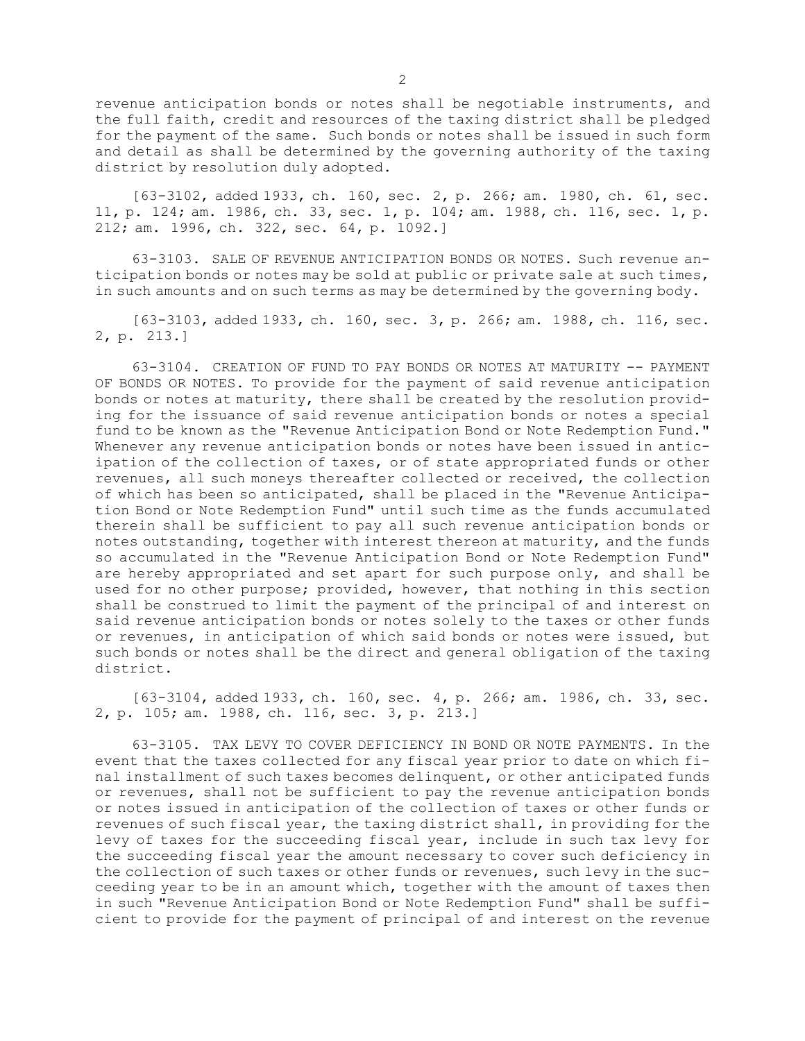revenue anticipation bonds or notes shall be negotiable instruments, and the full faith, credit and resources of the taxing district shall be pledged for the payment of the same. Such bonds or notes shall be issued in such form and detail as shall be determined by the governing authority of the taxing district by resolution duly adopted.

[63-3102, added 1933, ch. 160, sec. 2, p. 266; am. 1980, ch. 61, sec. 11, p. 124; am. 1986, ch. 33, sec. 1, p. 104; am. 1988, ch. 116, sec. 1, p. 212; am. 1996, ch. 322, sec. 64, p. 1092.]

63-3103. SALE OF REVENUE ANTICIPATION BONDS OR NOTES. Such revenue anticipation bonds or notes may be sold at public or private sale at such times, in such amounts and on such terms as may be determined by the governing body.

[63-3103, added 1933, ch. 160, sec. 3, p. 266; am. 1988, ch. 116, sec. 2, p. 213.]

63-3104. CREATION OF FUND TO PAY BONDS OR NOTES AT MATURITY -- PAYMENT OF BONDS OR NOTES. To provide for the payment of said revenue anticipation bonds or notes at maturity, there shall be created by the resolution providing for the issuance of said revenue anticipation bonds or notes a special fund to be known as the "Revenue Anticipation Bond or Note Redemption Fund." Whenever any revenue anticipation bonds or notes have been issued in anticipation of the collection of taxes, or of state appropriated funds or other revenues, all such moneys thereafter collected or received, the collection of which has been so anticipated, shall be placed in the "Revenue Anticipation Bond or Note Redemption Fund" until such time as the funds accumulated therein shall be sufficient to pay all such revenue anticipation bonds or notes outstanding, together with interest thereon at maturity, and the funds so accumulated in the "Revenue Anticipation Bond or Note Redemption Fund" are hereby appropriated and set apart for such purpose only, and shall be used for no other purpose; provided, however, that nothing in this section shall be construed to limit the payment of the principal of and interest on said revenue anticipation bonds or notes solely to the taxes or other funds or revenues, in anticipation of which said bonds or notes were issued, but such bonds or notes shall be the direct and general obligation of the taxing district.

[63-3104, added 1933, ch. 160, sec. 4, p. 266; am. 1986, ch. 33, sec. 2, p. 105; am. 1988, ch. 116, sec. 3, p. 213.]

63-3105. TAX LEVY TO COVER DEFICIENCY IN BOND OR NOTE PAYMENTS. In the event that the taxes collected for any fiscal year prior to date on which final installment of such taxes becomes delinquent, or other anticipated funds or revenues, shall not be sufficient to pay the revenue anticipation bonds or notes issued in anticipation of the collection of taxes or other funds or revenues of such fiscal year, the taxing district shall, in providing for the levy of taxes for the succeeding fiscal year, include in such tax levy for the succeeding fiscal year the amount necessary to cover such deficiency in the collection of such taxes or other funds or revenues, such levy in the succeeding year to be in an amount which, together with the amount of taxes then in such "Revenue Anticipation Bond or Note Redemption Fund" shall be sufficient to provide for the payment of principal of and interest on the revenue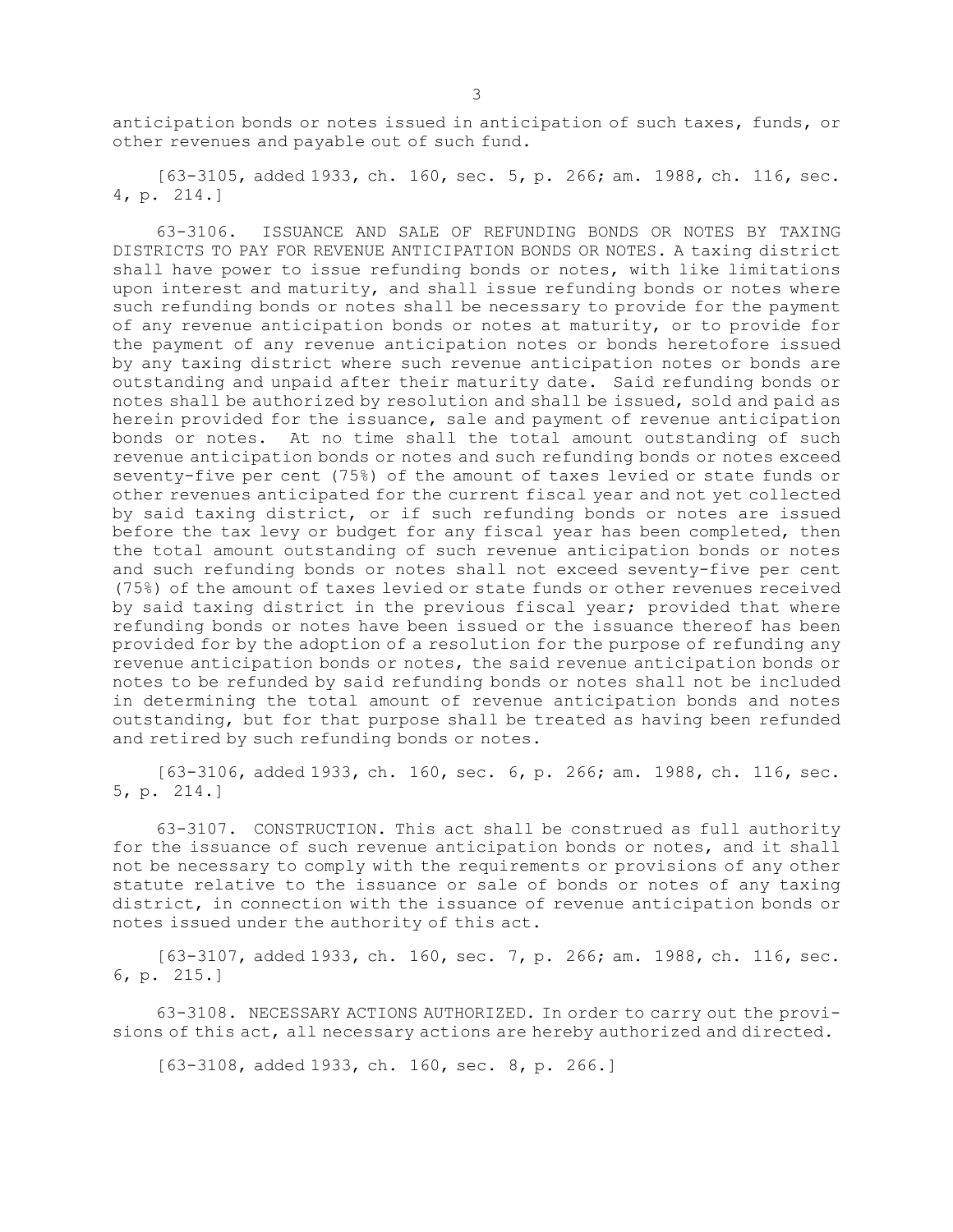anticipation bonds or notes issued in anticipation of such taxes, funds, or other revenues and payable out of such fund.

[63-3105, added 1933, ch. 160, sec. 5, p. 266; am. 1988, ch. 116, sec. 4, p. 214.]

63-3106. ISSUANCE AND SALE OF REFUNDING BONDS OR NOTES BY TAXING DISTRICTS TO PAY FOR REVENUE ANTICIPATION BONDS OR NOTES. A taxing district shall have power to issue refunding bonds or notes, with like limitations upon interest and maturity, and shall issue refunding bonds or notes where such refunding bonds or notes shall be necessary to provide for the payment of any revenue anticipation bonds or notes at maturity, or to provide for the payment of any revenue anticipation notes or bonds heretofore issued by any taxing district where such revenue anticipation notes or bonds are outstanding and unpaid after their maturity date. Said refunding bonds or notes shall be authorized by resolution and shall be issued, sold and paid as herein provided for the issuance, sale and payment of revenue anticipation bonds or notes. At no time shall the total amount outstanding of such revenue anticipation bonds or notes and such refunding bonds or notes exceed seventy-five per cent (75%) of the amount of taxes levied or state funds or other revenues anticipated for the current fiscal year and not yet collected by said taxing district, or if such refunding bonds or notes are issued before the tax levy or budget for any fiscal year has been completed, then the total amount outstanding of such revenue anticipation bonds or notes and such refunding bonds or notes shall not exceed seventy-five per cent (75%) of the amount of taxes levied or state funds or other revenues received by said taxing district in the previous fiscal year; provided that where refunding bonds or notes have been issued or the issuance thereof has been provided for by the adoption of a resolution for the purpose of refunding any revenue anticipation bonds or notes, the said revenue anticipation bonds or notes to be refunded by said refunding bonds or notes shall not be included in determining the total amount of revenue anticipation bonds and notes outstanding, but for that purpose shall be treated as having been refunded and retired by such refunding bonds or notes.

[63-3106, added 1933, ch. 160, sec. 6, p. 266; am. 1988, ch. 116, sec. 5, p. 214.]

63-3107. CONSTRUCTION. This act shall be construed as full authority for the issuance of such revenue anticipation bonds or notes, and it shall not be necessary to comply with the requirements or provisions of any other statute relative to the issuance or sale of bonds or notes of any taxing district, in connection with the issuance of revenue anticipation bonds or notes issued under the authority of this act.

[63-3107, added 1933, ch. 160, sec. 7, p. 266; am. 1988, ch. 116, sec. 6, p. 215.]

63-3108. NECESSARY ACTIONS AUTHORIZED. In order to carry out the provisions of this act, all necessary actions are hereby authorized and directed.

[63-3108, added 1933, ch. 160, sec. 8, p. 266.]